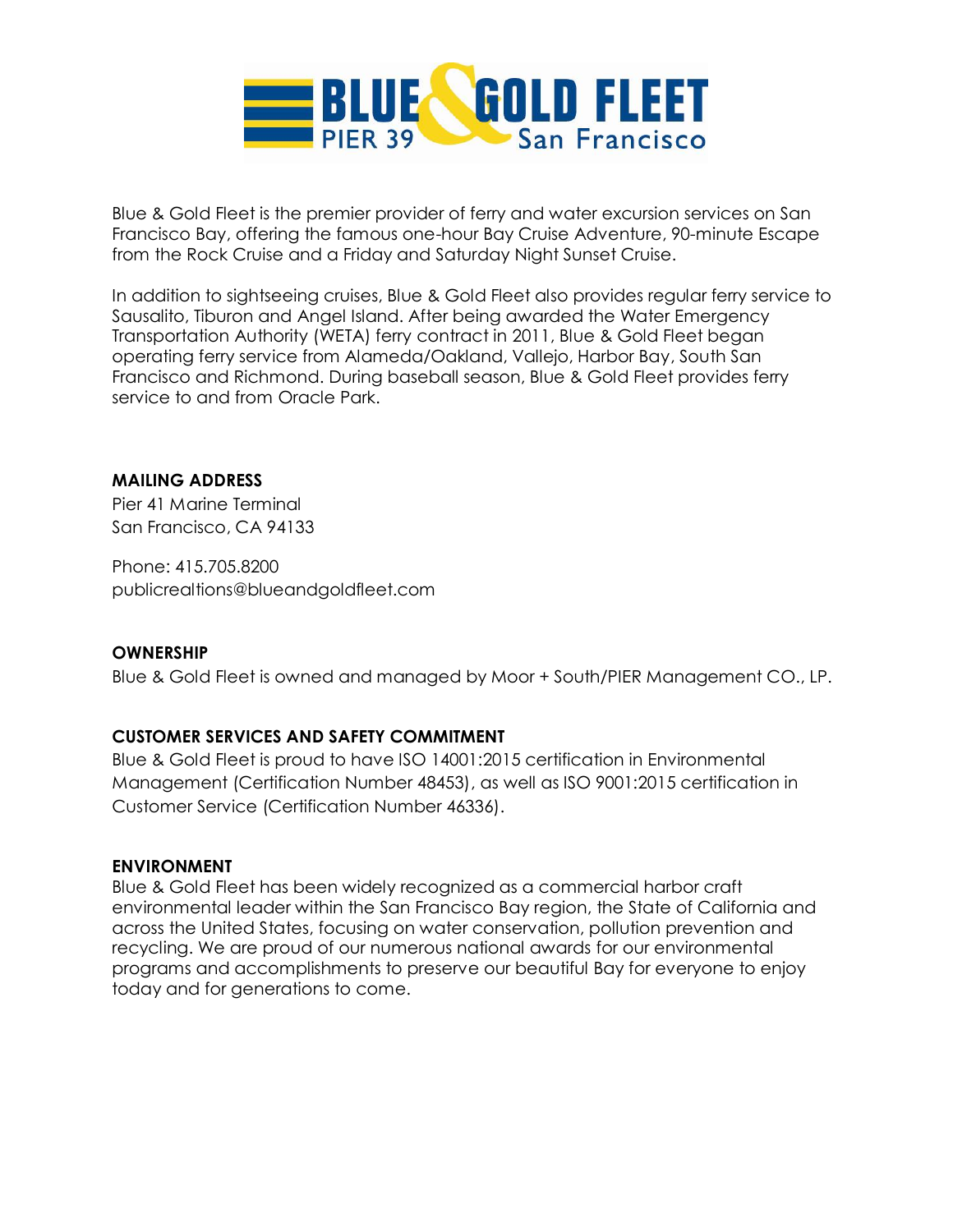# BLUE & GOLD FLEET
PIER 39 San Francisco

Blue & Gold Fleet is the premier provider of ferry and water excursion services on San Francisco Bay, offering the famous one-hour Bay Cruise Adventure, 90-minute Escape from the Rock Cruise and a Friday and Saturday Night Sunset Cruise.

In addition to sightseeing cruises, Blue & Gold Fleet also provides regular ferry service to Sausalito, Tiburon and Angel Island. After being awarded the Water Emergency Transportation Authority (WETA) ferry contract in 2011, Blue & Gold Fleet began operating ferry service from Alameda/Oakland, Vallejo, Harbor Bay, South San Francisco and Richmond. During baseball season, Blue & Gold Fleet provides ferry service to and from Oracle Park.

**MAILING ADDRESS**
Pier 41 Marine Terminal
San Francisco, CA 94133

Phone: 415.705.8200
publicrealtions@blueandgoldfleet.com

**OWNERSHIP**
Blue & Gold Fleet is owned and managed by Moor + South/PIER Management CO., LP.

**CUSTOMER SERVICES AND SAFETY COMMITMENT**
Blue & Gold Fleet is proud to have ISO 14001:2015 certification in Environmental Management (Certification Number 48453), as well as ISO 9001:2015 certification in Customer Service (Certification Number 46336).

**ENVIRONMENT**
Blue & Gold Fleet has been widely recognized as a commercial harbor craft environmental leader within the San Francisco Bay region, the State of California and across the United States, focusing on water conservation, pollution prevention and recycling. We are proud of our numerous national awards for our environmental programs and accomplishments to preserve our beautiful Bay for everyone to enjoy today and for generations to come.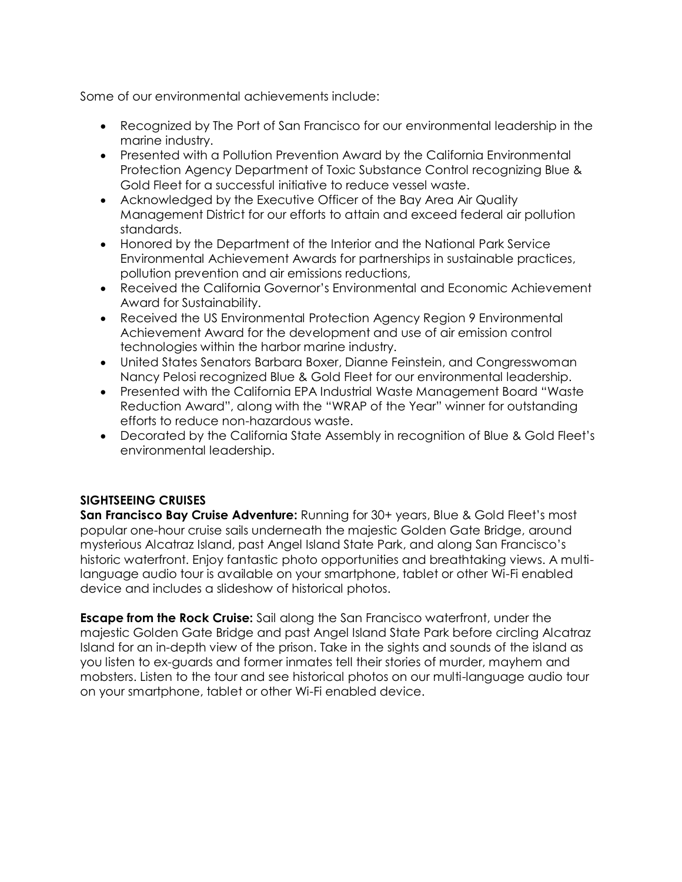Some of our environmental achievements include:

- Recognized by The Port of San Francisco for our environmental leadership in the marine industry.
- Presented with a Pollution Prevention Award by the California Environmental Protection Agency Department of Toxic Substance Control recognizing Blue & Gold Fleet for a successful initiative to reduce vessel waste.
- Acknowledged by the Executive Officer of the Bay Area Air Quality Management District for our efforts to attain and exceed federal air pollution standards.
- Honored by the Department of the Interior and the National Park Service Environmental Achievement Awards for partnerships in sustainable practices, pollution prevention and air emissions reductions,
- Received the California Governor's Environmental and Economic Achievement Award for Sustainability.
- Received the US Environmental Protection Agency Region 9 Environmental Achievement Award for the development and use of air emission control technologies within the harbor marine industry.
- United States Senators Barbara Boxer, Dianne Feinstein, and Congresswoman Nancy Pelosi recognized Blue & Gold Fleet for our environmental leadership.
- Presented with the California EPA Industrial Waste Management Board "Waste Reduction Award", along with the "WRAP of the Year" winner for outstanding efforts to reduce non-hazardous waste.
- Decorated by the California State Assembly in recognition of Blue & Gold Fleet's environmental leadership.

**SIGHTSEEING CRUISES**

**San Francisco Bay Cruise Adventure:** Running for 30+ years, Blue & Gold Fleet's most popular one-hour cruise sails underneath the majestic Golden Gate Bridge, around mysterious Alcatraz Island, past Angel Island State Park, and along San Francisco's historic waterfront. Enjoy fantastic photo opportunities and breathtaking views. A multi-language audio tour is available on your smartphone, tablet or other Wi-Fi enabled device and includes a slideshow of historical photos.

**Escape from the Rock Cruise:** Sail along the San Francisco waterfront, under the majestic Golden Gate Bridge and past Angel Island State Park before circling Alcatraz Island for an in-depth view of the prison. Take in the sights and sounds of the island as you listen to ex-guards and former inmates tell their stories of murder, mayhem and mobsters. Listen to the tour and see historical photos on our multi-language audio tour on your smartphone, tablet or other Wi-Fi enabled device.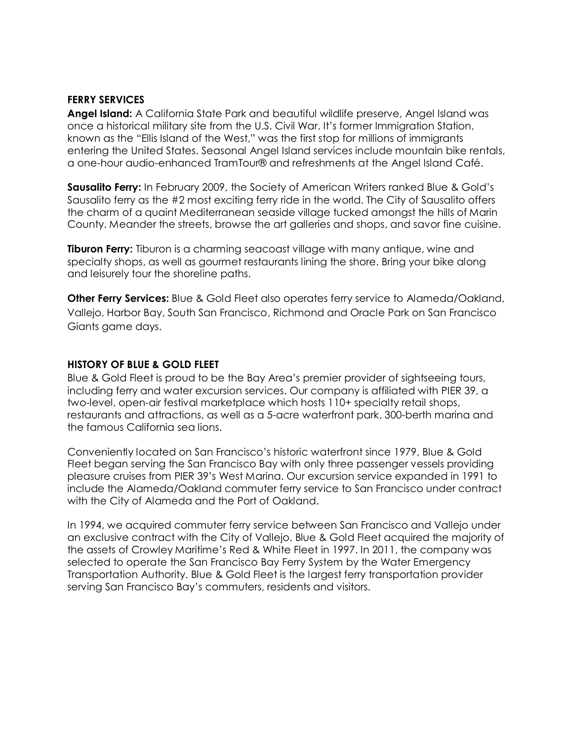## FERRY SERVICES

**Angel Island:** A California State Park and beautiful wildlife preserve, Angel Island was once a historical military site from the U.S. Civil War. It's former Immigration Station, known as the "Ellis Island of the West," was the first stop for millions of immigrants entering the United States. Seasonal Angel Island services include mountain bike rentals, a one-hour audio-enhanced TramTour® and refreshments at the Angel Island Café.

**Sausalito Ferry:** In February 2009, the Society of American Writers ranked Blue & Gold's Sausalito ferry as the #2 most exciting ferry ride in the world. The City of Sausalito offers the charm of a quaint Mediterranean seaside village tucked amongst the hills of Marin County. Meander the streets, browse the art galleries and shops, and savor fine cuisine.

**Tiburon Ferry:** Tiburon is a charming seacoast village with many antique, wine and specialty shops, as well as gourmet restaurants lining the shore. Bring your bike along and leisurely tour the shoreline paths.

**Other Ferry Services:** Blue & Gold Fleet also operates ferry service to Alameda/Oakland, Vallejo, Harbor Bay, South San Francisco, Richmond and Oracle Park on San Francisco Giants game days.

## HISTORY OF BLUE & GOLD FLEET

Blue & Gold Fleet is proud to be the Bay Area's premier provider of sightseeing tours, including ferry and water excursion services. Our company is affiliated with PIER 39, a two-level, open-air festival marketplace which hosts 110+ specialty retail shops, restaurants and attractions, as well as a 5-acre waterfront park, 300-berth marina and the famous California sea lions.

Conveniently located on San Francisco's historic waterfront since 1979, Blue & Gold Fleet began serving the San Francisco Bay with only three passenger vessels providing pleasure cruises from PIER 39's West Marina. Our excursion service expanded in 1991 to include the Alameda/Oakland commuter ferry service to San Francisco under contract with the City of Alameda and the Port of Oakland.

In 1994, we acquired commuter ferry service between San Francisco and Vallejo under an exclusive contract with the City of Vallejo. Blue & Gold Fleet acquired the majority of the assets of Crowley Maritime's Red & White Fleet in 1997. In 2011, the company was selected to operate the San Francisco Bay Ferry System by the Water Emergency Transportation Authority. Blue & Gold Fleet is the largest ferry transportation provider serving San Francisco Bay's commuters, residents and visitors.